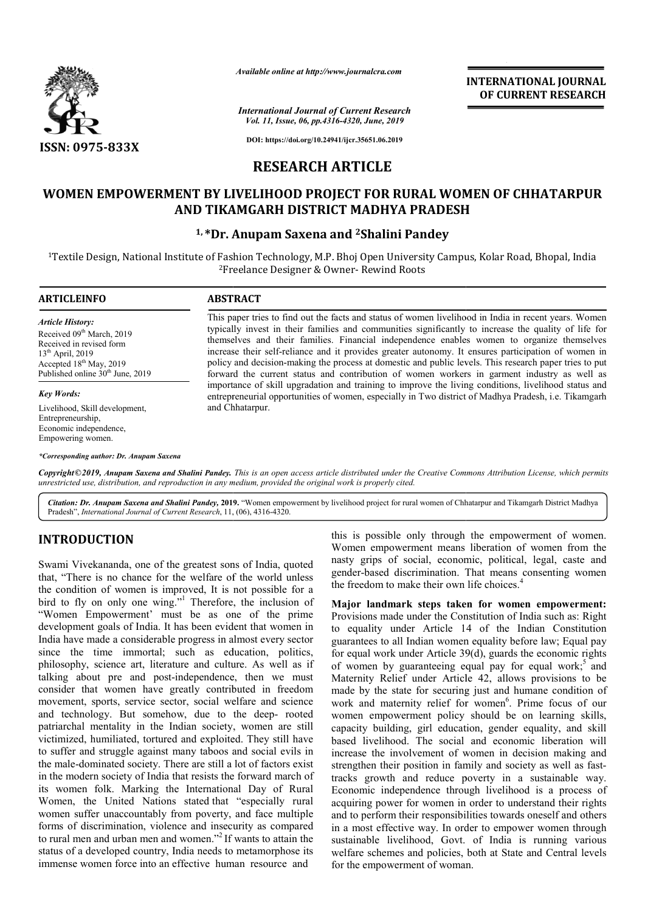*Available online at http://www.journalcra.com*

*International Journal of Current Research*
*Vol. 11, Issue, 06, pp.4316-4320, June, 2019*

**DOI: https://doi.org/10.24941/ijcr.35651.06.2019**

**ISSN: 0975-833X**

**INTERNATIONAL JOURNAL OF CURRENT RESEARCH**

# RESEARCH ARTICLE

# WOMEN EMPOWERMENT BY LIVELIHOOD PROJECT FOR RURAL WOMEN OF CHHATARPUR AND TIKAMGARH DISTRICT MADHYA PRADESH

### [1,]*Dr. Anupam Saxena and [2]Shalini Pandey

[1]Textile Design, National Institute of Fashion Technology, M.P. Bhoj Open University Campus, Kolar Road, Bhopal, India
[2]Freelance Designer & Owner- Rewind Roots

**ARTICLEINFO**

*Article History:*
Received 09[th] March, 2019
Received in revised form
13[th] April, 2019
Accepted 18[th] May, 2019
Published online 30[th] June, 2019

*Key Words:*
Livelihood, Skill development, Entrepreneurship, Economic independence, Empowering women.

*\*Corresponding author: Dr. Anupam Saxena*

**ABSTRACT**

This paper tries to find out the facts and status of women livelihood in India in recent years. Women typically invest in their families and communities significantly to increase the quality of life for themselves and their families. Financial independence enables women to organize themselves increase their self-reliance and it provides greater autonomy. It ensures participation of women in policy and decision-making the process at domestic and public levels. This research paper tries to put forward the current status and contribution of women workers in garment industry as well as importance of skill upgradation and training to improve the living conditions, livelihood status and entrepreneurial opportunities of women, especially in Two district of Madhya Pradesh, i.e. Tikamgarh and Chhatarpur.

***Copyright©2019, Anupam Saxena and Shalini Pandey.** This is an open access article distributed under the Creative Commons Attribution License, which permits unrestricted use, distribution, and reproduction in any medium, provided the original work is properly cited.*

***Citation:** Dr. Anupam Saxena and Shalini Pandey, 2019. "Women empowerment by livelihood project for rural women of Chhatarpur and Tikamgarh District Madhya Pradesh", International Journal of Current Research, 11, (06), 4316-4320.*

## INTRODUCTION

Swami Vivekananda, one of the greatest sons of India, quoted that, "There is no chance for the welfare of the world unless the condition of women is improved, It is not possible for a bird to fly on only one wing."[1] Therefore, the inclusion of "Women Empowerment' must be as one of the prime development goals of India. It has been evident that women in India have made a considerable progress in almost every sector since the time immortal; such as education, politics, philosophy, science art, literature and culture. As well as if talking about pre and post-independence, then we must consider that women have greatly contributed in freedom movement, sports, service sector, social welfare and science and technology. But somehow, due to the deep- rooted patriarchal mentality in the Indian society, women are still victimized, humiliated, tortured and exploited. They still have to suffer and struggle against many taboos and social evils in the male-dominated society. There are still a lot of factors exist in the modern society of India that resists the forward march of its women folk. Marking the International Day of Rural Women, the United Nations stated that "especially rural women suffer unaccountably from poverty, and face multiple forms of discrimination, violence and insecurity as compared to rural men and urban men and women."[2] If wants to attain the status of a developed country, India needs to metamorphose its immense women force into an effective human resource and this is possible only through the empowerment of women. Women empowerment means liberation of women from the nasty grips of social, economic, political, legal, caste and gender-based discrimination. That means consenting women the freedom to make their own life choices.[4]

**Major landmark steps taken for women empowerment:** Provisions made under the Constitution of India such as: Right to equality under Article 14 of the Indian Constitution guarantees to all Indian women equality before law; Equal pay for equal work under Article 39(d), guards the economic rights of women by guaranteeing equal pay for equal work;[5] and Maternity Relief under Article 42, allows provisions to be made by the state for securing just and humane condition of work and maternity relief for women[6]. Prime focus of our women empowerment policy should be on learning skills, capacity building, girl education, gender equality, and skill based livelihood. The social and economic liberation will increase the involvement of women in decision making and strengthen their position in family and society as well as fast-tracks growth and reduce poverty in a sustainable way. Economic independence through livelihood is a process of acquiring power for women in order to understand their rights and to perform their responsibilities towards oneself and others in a most effective way. In order to empower women through sustainable livelihood, Govt. of India is running various welfare schemes and policies, both at State and Central levels for the empowerment of woman.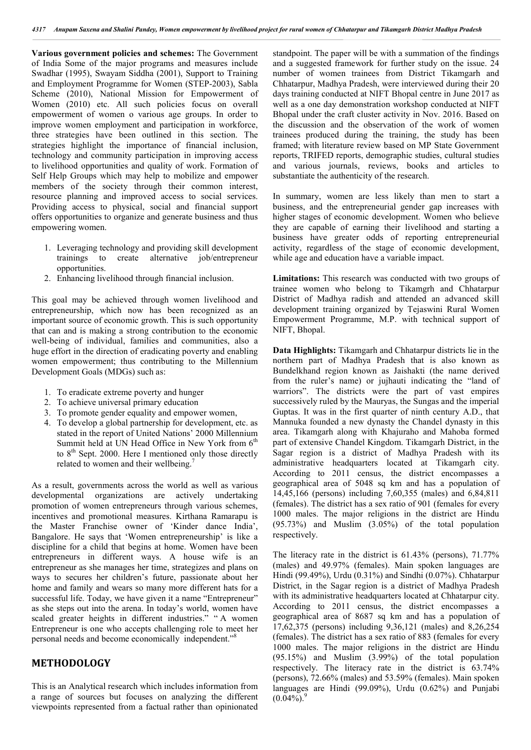**Various government policies and schemes:** The Government of India Some of the major programs and measures include Swadhar (1995), Swayam Siddha (2001), Support to Training and Employment Programme for Women (STEP-2003), Sabla Scheme (2010), National Mission for Empowerment of Women (2010) etc. All such policies focus on overall empowerment of women o various age groups. In order to improve women employment and participation in workforce, three strategies have been outlined in this section. The strategies highlight the importance of financial inclusion, technology and community participation in improving access to livelihood opportunities and quality of work. Formation of Self Help Groups which may help to mobilize and empower members of the society through their common interest, resource planning and improved access to social services. Providing access to physical, social and financial support offers opportunities to organize and generate business and thus empowering women.

1. Leveraging technology and providing skill development trainings to create alternative job/entrepreneur opportunities.
2. Enhancing livelihood through financial inclusion.

This goal may be achieved through women livelihood and entrepreneurship, which now has been recognized as an important source of economic growth. This is such opportunity that can and is making a strong contribution to the economic well-being of individual, families and communities, also a huge effort in the direction of eradicating poverty and enabling women empowerment; thus contributing to the Millennium Development Goals (MDGs) such as:

1. To eradicate extreme poverty and hunger
2. To achieve universal primary education
3. To promote gender equality and empower women,
4. To develop a global partnership for development, etc. as stated in the report of United Nations' 2000 Millennium Summit held at UN Head Office in New York from 6th to 8th Sept. 2000. Here I mentioned only those directly related to women and their wellbeing.[7]

As a result, governments across the world as well as various developmental organizations are actively undertaking promotion of women entrepreneurs through various schemes, incentives and promotional measures. Kirthana Ramarapu is the Master Franchise owner of 'Kinder dance India', Bangalore. He says that 'Women entrepreneurship' is like a discipline for a child that begins at home. Women have been entrepreneurs in different ways. A house wife is an entrepreneur as she manages her time, strategizes and plans on ways to secures her children's future, passionate about her home and family and wears so many more different hats for a successful life. Today, we have given it a name "Entrepreneur" as she steps out into the arena. In today's world, women have scaled greater heights in different industries." " A women Entrepreneur is one who accepts challenging role to meet her personal needs and become economically independent."[8]

## METHODOLOGY

This is an Analytical research which includes information from a range of sources but focuses on analyzing the different viewpoints represented from a factual rather than opinionated standpoint. The paper will be with a summation of the findings and a suggested framework for further study on the issue. 24 number of women trainees from District Tikamgarh and Chhatarpur, Madhya Pradesh, were interviewed during their 20 days training conducted at NIFT Bhopal centre in June 2017 as well as a one day demonstration workshop conducted at NIFT Bhopal under the craft cluster activity in Nov. 2016. Based on the discussion and the observation of the work of women trainees produced during the training, the study has been framed; with literature review based on MP State Government reports, TRIFED reports, demographic studies, cultural studies and various journals, reviews, books and articles to substantiate the authenticity of the research.

In summary, women are less likely than men to start a business, and the entrepreneurial gender gap increases with higher stages of economic development. Women who believe they are capable of earning their livelihood and starting a business have greater odds of reporting entrepreneurial activity, regardless of the stage of economic development, while age and education have a variable impact.

**Limitations:** This research was conducted with two groups of trainee women who belong to Tikamgrh and Chhatarpur District of Madhya radish and attended an advanced skill development training organized by Tejaswini Rural Women Empowerment Programme, M.P. with technical support of NIFT, Bhopal.

**Data Highlights:** Tikamgarh and Chhatarpur districts lie in the northern part of Madhya Pradesh that is also known as Bundelkhand region known as Jaishakti (the name derived from the ruler's name) or jujhauti indicating the "land of warriors". The districts were the part of vast empires successively ruled by the Mauryas, the Sungas and the imperial Guptas. It was in the first quarter of ninth century A.D., that Mannuka founded a new dynasty the Chandel dynasty in this area. Tikamgarh along with Khajuraho and Mahoba formed part of extensive Chandel Kingdom. Tikamgarh District, in the Sagar region is a district of Madhya Pradesh with its administrative headquarters located at Tikamgarh city. According to 2011 census, the district encompasses a geographical area of 5048 sq km and has a population of 14,45,166 (persons) including 7,60,355 (males) and 6,84,811 (females). The district has a sex ratio of 901 (females for every 1000 males. The major religions in the district are Hindu (95.73%) and Muslim (3.05%) of the total population respectively.

The literacy rate in the district is 61.43% (persons), 71.77% (males) and 49.97% (females). Main spoken languages are Hindi (99.49%), Urdu (0.31%) and Sindhi (0.07%). Chhatarpur District, in the Sagar region is a district of Madhya Pradesh with its administrative headquarters located at Chhatarpur city. According to 2011 census, the district encompasses a geographical area of 8687 sq km and has a population of 17,62,375 (persons) including 9,36,121 (males) and 8,26,254 (females). The district has a sex ratio of 883 (females for every 1000 males. The major religions in the district are Hindu (95.15%) and Muslim (3.99%) of the total population respectively. The literacy rate in the district is 63.74% (persons), 72.66% (males) and 53.59% (females). Main spoken languages are Hindi (99.09%), Urdu (0.62%) and Punjabi (0.04%).[9]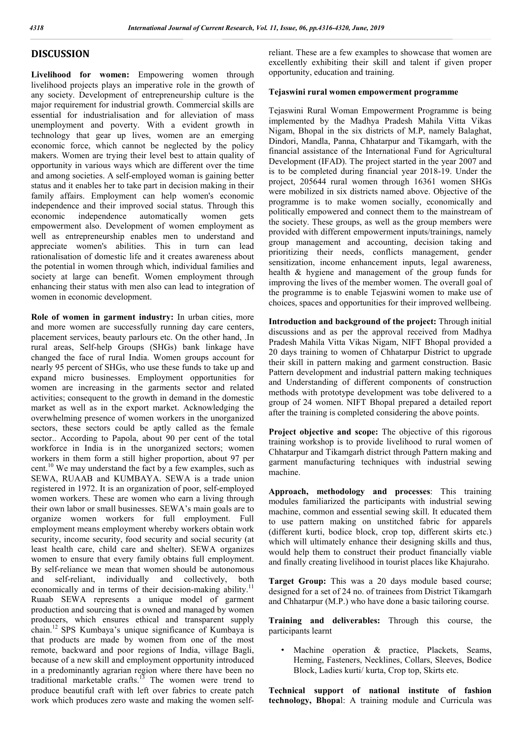## DISCUSSION

**Livelihood for women:** Empowering women through livelihood projects plays an imperative role in the growth of any society. Development of entrepreneurship culture is the major requirement for industrial growth. Commercial skills are essential for industrialisation and for alleviation of mass unemployment and poverty. With a evident growth in technology that gear up lives, women are an emerging economic force, which cannot be neglected by the policy makers. Women are trying their level best to attain quality of opportunity in various ways which are different over the time and among societies. A self-employed woman is gaining better status and it enables her to take part in decision making in their family affairs. Employment can help women's economic independence and their improved social status. Through this economic independence automatically women gets empowerment also. Development of women employment as well as entrepreneurship enables men to understand and appreciate women's abilities. This in turn can lead rationalisation of domestic life and it creates awareness about the potential in women through which, individual families and society at large can benefit. Women employment through enhancing their status with men also can lead to integration of women in economic development.

**Role of women in garment industry:** In urban cities, more and more women are successfully running day care centers, placement services, beauty parlours etc. On the other hand, .In rural areas, Self-help Groups (SHGs) bank linkage have changed the face of rural India. Women groups account for nearly 95 percent of SHGs, who use these funds to take up and expand micro businesses. Employment opportunities for women are increasing in the garments sector and related activities; consequent to the growth in demand in the domestic market as well as in the export market. Acknowledging the overwhelming presence of women workers in the unorganized sectors, these sectors could be aptly called as the female sector.. According to Papola, about 90 per cent of the total workforce in India is in the unorganized sectors; women workers in them form a still higher proportion, about 97 per cent.[10] We may understand the fact by a few examples, such as SEWA, RUAAB and KUMBAYA. SEWA is a trade union registered in 1972. It is an organization of poor, self-employed women workers. These are women who earn a living through their own labor or small businesses. SEWA's main goals are to organize women workers for full employment. Full employment means employment whereby workers obtain work security, income security, food security and social security (at least health care, child care and shelter). SEWA organizes women to ensure that every family obtains full employment. By self-reliance we mean that women should be autonomous and self-reliant, individually and collectively, both economically and in terms of their decision-making ability.[11] Ruaab SEWA represents a unique model of garment production and sourcing that is owned and managed by women producers, which ensures ethical and transparent supply chain.[12] SPS Kumbaya's unique significance of Kumbaya is that products are made by women from one of the most remote, backward and poor regions of India, village Bagli, because of a new skill and employment opportunity introduced in a predominantly agrarian region where there have been no traditional marketable crafts.[13] The women were trend to produce beautiful craft with left over fabrics to create patch work which produces zero waste and making the women self-reliant. These are a few examples to showcase that women are excellently exhibiting their skill and talent if given proper opportunity, education and training.

### Tejaswini rural women empowerment programme

Tejaswini Rural Woman Empowerment Programme is being implemented by the Madhya Pradesh Mahila Vitta Vikas Nigam, Bhopal in the six districts of M.P, namely Balaghat, Dindori, Mandla, Panna, Chhatarpur and Tikamgarh, with the financial assistance of the International Fund for Agricultural Development (IFAD). The project started in the year 2007 and is to be completed during financial year 2018-19. Under the project, 205644 rural women through 16361 women SHGs were mobilized in six districts named above. Objective of the programme is to make women socially, economically and politically empowered and connect them to the mainstream of the society. These groups, as well as the group members were provided with different empowerment inputs/trainings, namely group management and accounting, decision taking and prioritizing their needs, conflicts management, gender sensitization, income enhancement inputs, legal awareness, health & hygiene and management of the group funds for improving the lives of the member women. The overall goal of the programme is to enable Tejaswini women to make use of choices, spaces and opportunities for their improved wellbeing.

**Introduction and background of the project:** Through initial discussions and as per the approval received from Madhya Pradesh Mahila Vitta Vikas Nigam, NIFT Bhopal provided a 20 days training to women of Chhatarpur District to upgrade their skill in pattern making and garment construction. Basic Pattern development and industrial pattern making techniques and Understanding of different components of construction methods with prototype development was tobe delivered to a group of 24 women. NIFT Bhopal prepared a detailed report after the training is completed considering the above points.

**Project objective and scope:** The objective of this rigorous training workshop is to provide livelihood to rural women of Chhatarpur and Tikamgarh district through Pattern making and garment manufacturing techniques with industrial sewing machine.

**Approach, methodology and processes**: This training modules familiarized the participants with industrial sewing machine, common and essential sewing skill. It educated them to use pattern making on unstitched fabric for apparels (different kurti, bodice block, crop top, different skirts etc.) which will ultimately enhance their designing skills and thus, would help them to construct their product financially viable and finally creating livelihood in tourist places like Khajuraho.

**Target Group:** This was a 20 days module based course; designed for a set of 24 no. of trainees from District Tikamgarh and Chhatarpur (M.P.) who have done a basic tailoring course.

**Training and deliverables:** Through this course, the participants learnt

- Machine operation & practice, Plackets, Seams, Heming, Fasteners, Necklines, Collars, Sleeves, Bodice Block, Ladies kurti/ kurta, Crop top, Skirts etc.

**Technical support of national institute of fashion technology, Bhopal**: A training module and Curricula was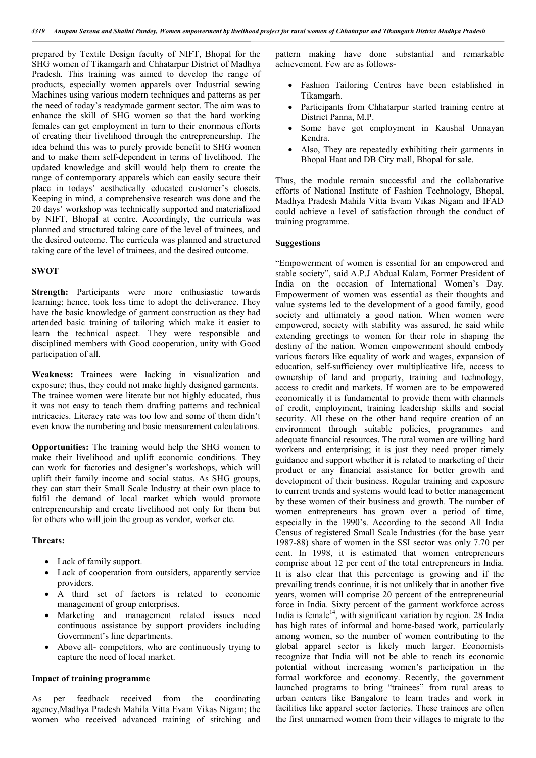prepared by Textile Design faculty of NIFT, Bhopal for the SHG women of Tikamgarh and Chhatarpur District of Madhya Pradesh. This training was aimed to develop the range of products, especially women apparels over Industrial sewing Machines using various modern techniques and patterns as per the need of today's readymade garment sector. The aim was to enhance the skill of SHG women so that the hard working females can get employment in turn to their enormous efforts of creating their livelihood through the entrepreneurship. The idea behind this was to purely provide benefit to SHG women and to make them self-dependent in terms of livelihood. The updated knowledge and skill would help them to create the range of contemporary apparels which can easily secure their place in todays' aesthetically educated customer's closets. Keeping in mind, a comprehensive research was done and the 20 days' workshop was technically supported and materialized by NIFT, Bhopal at centre. Accordingly, the curricula was planned and structured taking care of the level of trainees, and the desired outcome. The curricula was planned and structured taking care of the level of trainees, and the desired outcome.

## SWOT

**Strength:** Participants were more enthusiastic towards learning; hence, took less time to adopt the deliverance. They have the basic knowledge of garment construction as they had attended basic training of tailoring which make it easier to learn the technical aspect. They were responsible and disciplined members with Good cooperation, unity with Good participation of all.

**Weakness:** Trainees were lacking in visualization and exposure; thus, they could not make highly designed garments. The trainee women were literate but not highly educated, thus it was not easy to teach them drafting patterns and technical intricacies. Literacy rate was too low and some of them didn't even know the numbering and basic measurement calculations.

**Opportunities:** The training would help the SHG women to make their livelihood and uplift economic conditions. They can work for factories and designer's workshops, which will uplift their family income and social status. As SHG groups, they can start their Small Scale Industry at their own place to fulfil the demand of local market which would promote entrepreneurship and create livelihood not only for them but for others who will join the group as vendor, worker etc.

**Threats:**

- Lack of family support.
- Lack of cooperation from outsiders, apparently service providers.
- A third set of factors is related to economic management of group enterprises.
- Marketing and management related issues need continuous assistance by support providers including Government's line departments.
- Above all- competitors, who are continuously trying to capture the need of local market.

## Impact of training programme

As per feedback received from the coordinating agency,Madhya Pradesh Mahila Vitta Evam Vikas Nigam; the women who received advanced training of stitching and pattern making have done substantial and remarkable achievement. Few are as follows-

- Fashion Tailoring Centres have been established in Tikamgarh.
- Participants from Chhatarpur started training centre at District Panna, M.P.
- Some have got employment in Kaushal Unnayan Kendra.
- Also, They are repeatedly exhibiting their garments in Bhopal Haat and DB City mall, Bhopal for sale.

Thus, the module remain successful and the collaborative efforts of National Institute of Fashion Technology, Bhopal, Madhya Pradesh Mahila Vitta Evam Vikas Nigam and IFAD could achieve a level of satisfaction through the conduct of training programme.

## Suggestions

"Empowerment of women is essential for an empowered and stable society", said A.P.J Abdual Kalam, Former President of India on the occasion of International Women's Day. Empowerment of women was essential as their thoughts and value systems led to the development of a good family, good society and ultimately a good nation. When women were empowered, society with stability was assured, he said while extending greetings to women for their role in shaping the destiny of the nation. Women empowerment should embody various factors like equality of work and wages, expansion of education, self-sufficiency over multiplicative life, access to ownership of land and property, training and technology, access to credit and markets. If women are to be empowered economically it is fundamental to provide them with channels of credit, employment, training leadership skills and social security. All these on the other hand require creation of an environment through suitable policies, programmes and adequate financial resources. The rural women are willing hard workers and enterprising; it is just they need proper timely guidance and support whether it is related to marketing of their product or any financial assistance for better growth and development of their business. Regular training and exposure to current trends and systems would lead to better management by these women of their business and growth. The number of women entrepreneurs has grown over a period of time, especially in the 1990's. According to the second All India Census of registered Small Scale Industries (for the base year 1987-88) share of women in the SSI sector was only 7.70 per cent. In 1998, it is estimated that women entrepreneurs comprise about 12 per cent of the total entrepreneurs in India. It is also clear that this percentage is growing and if the prevailing trends continue, it is not unlikely that in another five years, women will comprise 20 percent of the entrepreneurial force in India. Sixty percent of the garment workforce across India is female[14], with significant variation by region. 28 India has high rates of informal and home-based work, particularly among women, so the number of women contributing to the global apparel sector is likely much larger. Economists recognize that India will not be able to reach its economic potential without increasing women's participation in the formal workforce and economy. Recently, the government launched programs to bring "trainees" from rural areas to urban centers like Bangalore to learn trades and work in facilities like apparel sector factories. These trainees are often the first unmarried women from their villages to migrate to the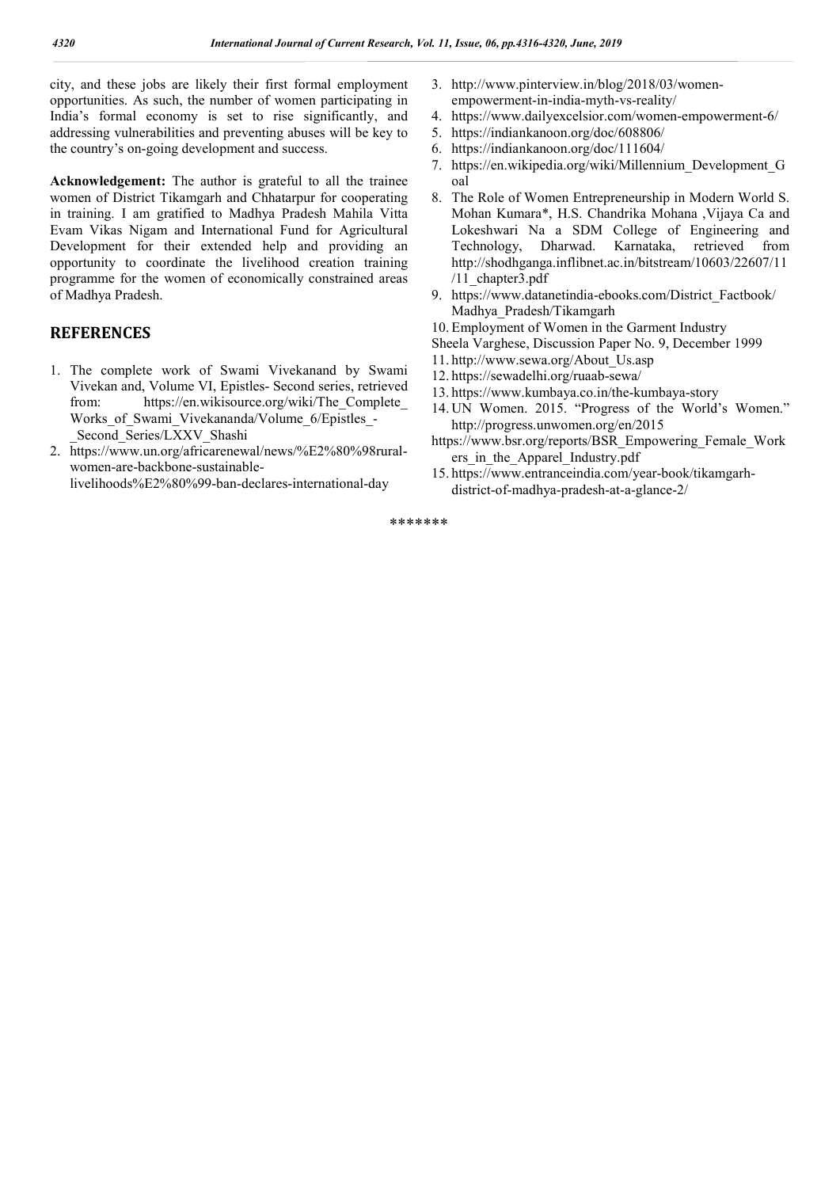city, and these jobs are likely their first formal employment opportunities. As such, the number of women participating in India's formal economy is set to rise significantly, and addressing vulnerabilities and preventing abuses will be key to the country's on-going development and success.

**Acknowledgement:** The author is grateful to all the trainee women of District Tikamgarh and Chhatarpur for cooperating in training. I am gratified to Madhya Pradesh Mahila Vitta Evam Vikas Nigam and International Fund for Agricultural Development for their extended help and providing an opportunity to coordinate the livelihood creation training programme for the women of economically constrained areas of Madhya Pradesh.

## REFERENCES

1. The complete work of Swami Vivekanand by Swami Vivekan and, Volume VI, Epistles- Second series, retrieved from: https://en.wikisource.org/wiki/The_Complete_Works_of_Swami_Vivekananda/Volume_6/Epistles_-_Second_Series/LXXV_Shashi
2. https://www.un.org/africarenewal/news/%E2%80%98rural-women-are-backbone-sustainable-livelihoods%E2%80%99-ban-declares-international-day
3. http://www.pinterview.in/blog/2018/03/women-empowerment-in-india-myth-vs-reality/
4. https://www.dailyexcelsior.com/women-empowerment-6/
5. https://indiankanoon.org/doc/608806/
6. https://indiankanoon.org/doc/111604/
7. https://en.wikipedia.org/wiki/Millennium_Development_Goal
8. The Role of Women Entrepreneurship in Modern World S. Mohan Kumara*, H.S. Chandrika Mohana ,Vijaya Ca and Lokeshwari Na a SDM College of Engineering and Technology, Dharwad. Karnataka, retrieved from http://shodhganga.inflibnet.ac.in/bitstream/10603/22607/11/11_chapter3.pdf
9. https://www.datanetindia-ebooks.com/District_Factbook/Madhya_Pradesh/Tikamgarh
10. Employment of Women in the Garment Industry

Sheela Varghese, Discussion Paper No. 9, December 1999

11. http://www.sewa.org/About_Us.asp
12. https://sewadelhi.org/ruaab-sewa/
13. https://www.kumbaya.co.in/the-kumbaya-story
14. UN Women. 2015. "Progress of the World's Women." http://progress.unwomen.org/en/2015

https://www.bsr.org/reports/BSR_Empowering_Female_Workers_in_the_Apparel_Industry.pdf

15. https://www.entranceindia.com/year-book/tikamgarh-district-of-madhya-pradesh-at-a-glance-2/

*******